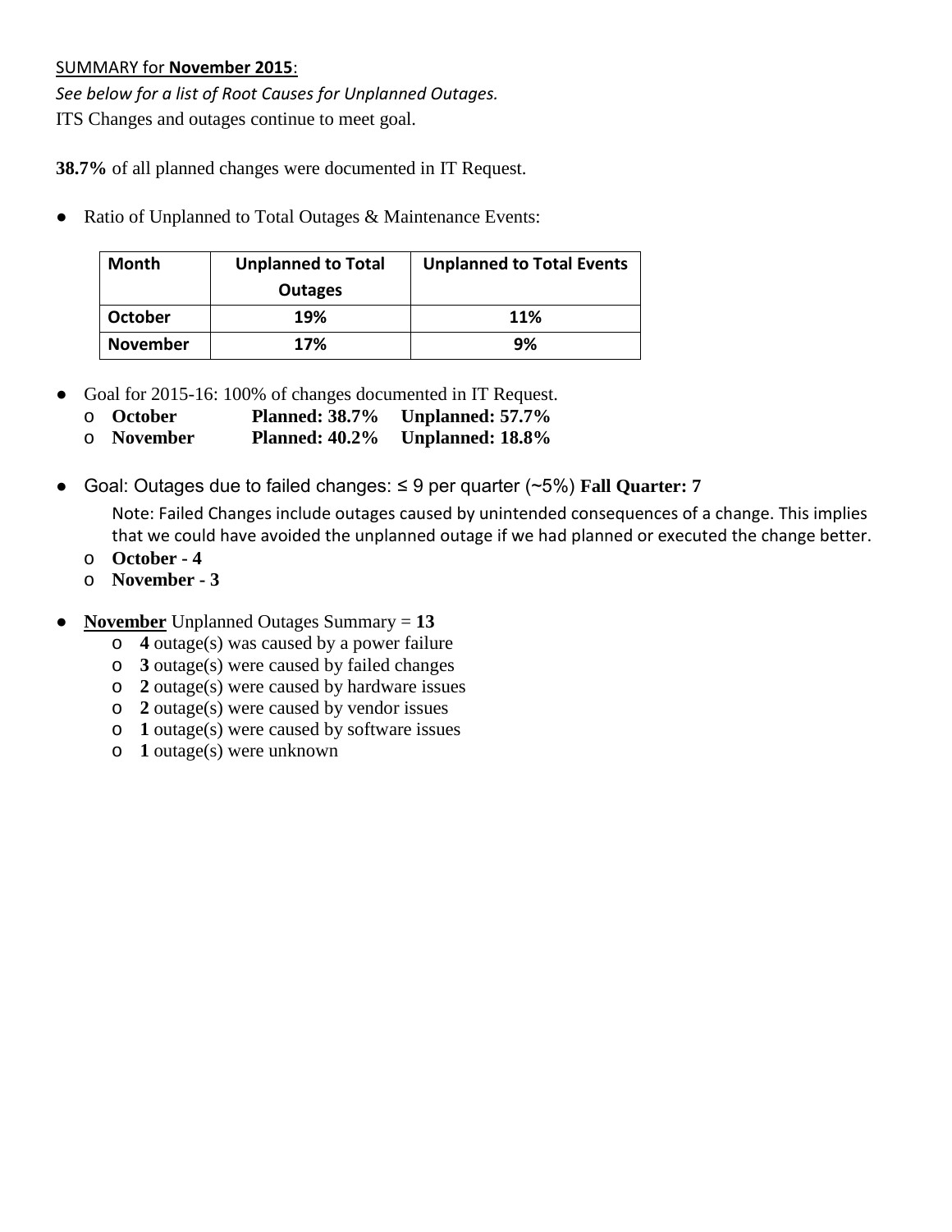SUMMARY for **November 2015**:

*See below for a list of Root Causes for Unplanned Outages.*

ITS Changes and outages continue to meet goal.

**38.7%** of all planned changes were documented in IT Request.

- Ratio of Unplanned to Total Outages & Maintenance Events:

| Month | Unplanned to Total Outages | Unplanned to Total Events |
|---|---|---|
| **October** | **19%** | **11%** |
| **November** | **17%** | **9%** |

- Goal for 2015-16: 100% of changes documented in IT Request.
  - **October** **Planned: 38.7%** **Unplanned: 57.7%**
  - **November** **Planned: 40.2%** **Unplanned: 18.8%**

- Goal: Outages due to failed changes: ≤ 9 per quarter (~5%) **Fall Quarter: 7**

  Note: Failed Changes include outages caused by unintended consequences of a change. This implies that we could have avoided the unplanned outage if we had planned or executed the change better.

  - **October - 4**
  - **November - 3**

- **November** Unplanned Outages Summary = **13**
  - **4** outage(s) was caused by a power failure
  - **3** outage(s) were caused by failed changes
  - **2** outage(s) were caused by hardware issues
  - **2** outage(s) were caused by vendor issues
  - **1** outage(s) were caused by software issues
  - **1** outage(s) were unknown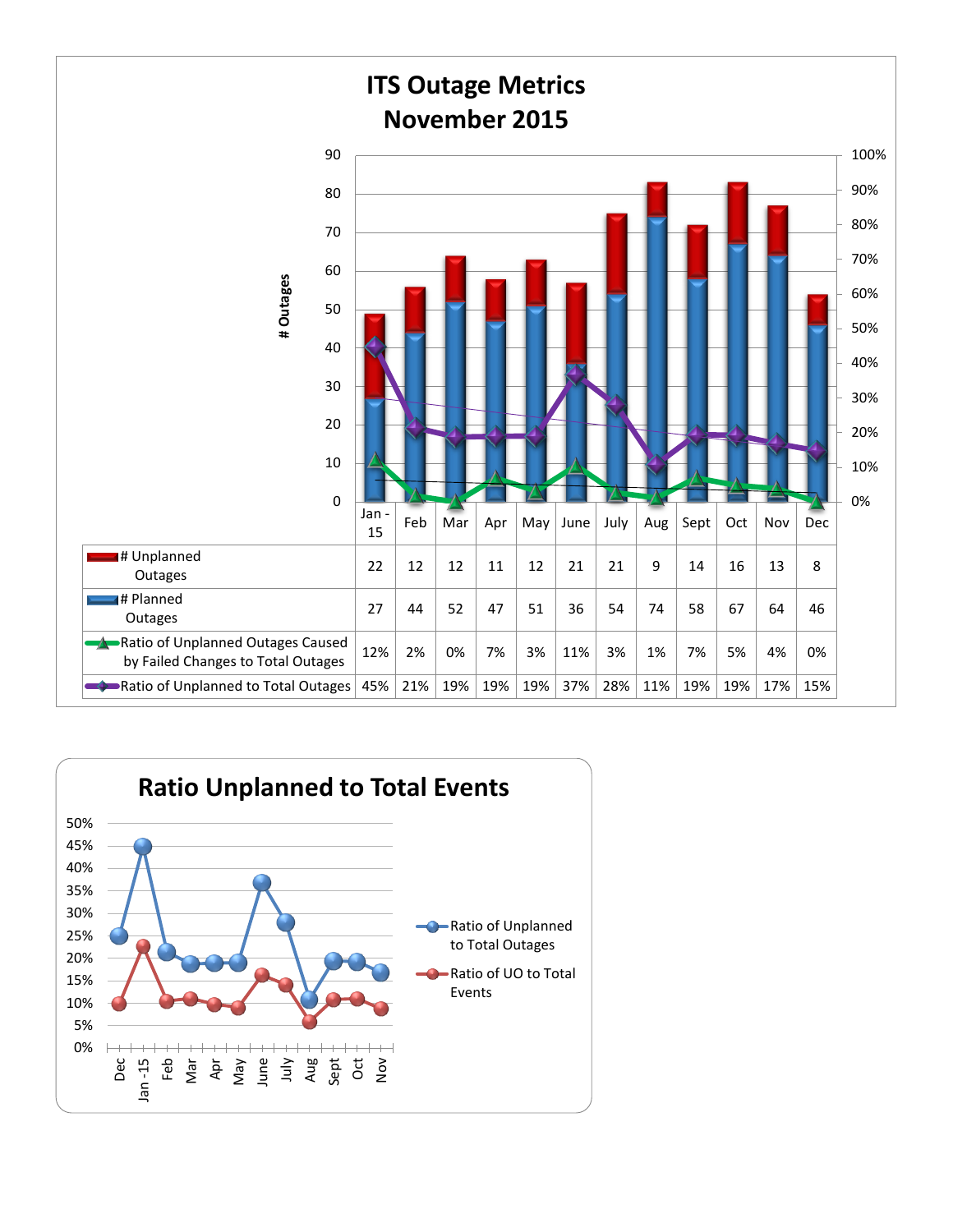# ITS Outage Metrics
## November 2015

| | Jan - 15 | Feb | Mar | Apr | May | June | July | Aug | Sept | Oct | Nov | Dec |
|---|---|---|---|---|---|---|---|---|---|---|---|---|
| # Unplanned Outages | 22 | 12 | 12 | 11 | 12 | 21 | 21 | 9 | 14 | 16 | 13 | 8 |
| # Planned Outages | 27 | 44 | 52 | 47 | 51 | 36 | 54 | 74 | 58 | 67 | 64 | 46 |
| Ratio of Unplanned Outages Caused by Failed Changes to Total Outages | 12% | 2% | 0% | 7% | 3% | 11% | 3% | 1% | 7% | 5% | 4% | 0% |
| Ratio of Unplanned to Total Outages | 45% | 21% | 19% | 19% | 19% | 37% | 28% | 11% | 19% | 19% | 17% | 15% |

## Ratio Unplanned to Total Events

Legend: Ratio of Unplanned to Total Outages; Ratio of UO to Total Events

X-axis: Dec, Jan -15, Feb, Mar, Apr, May, June, July, Aug, Sept, Oct, Nov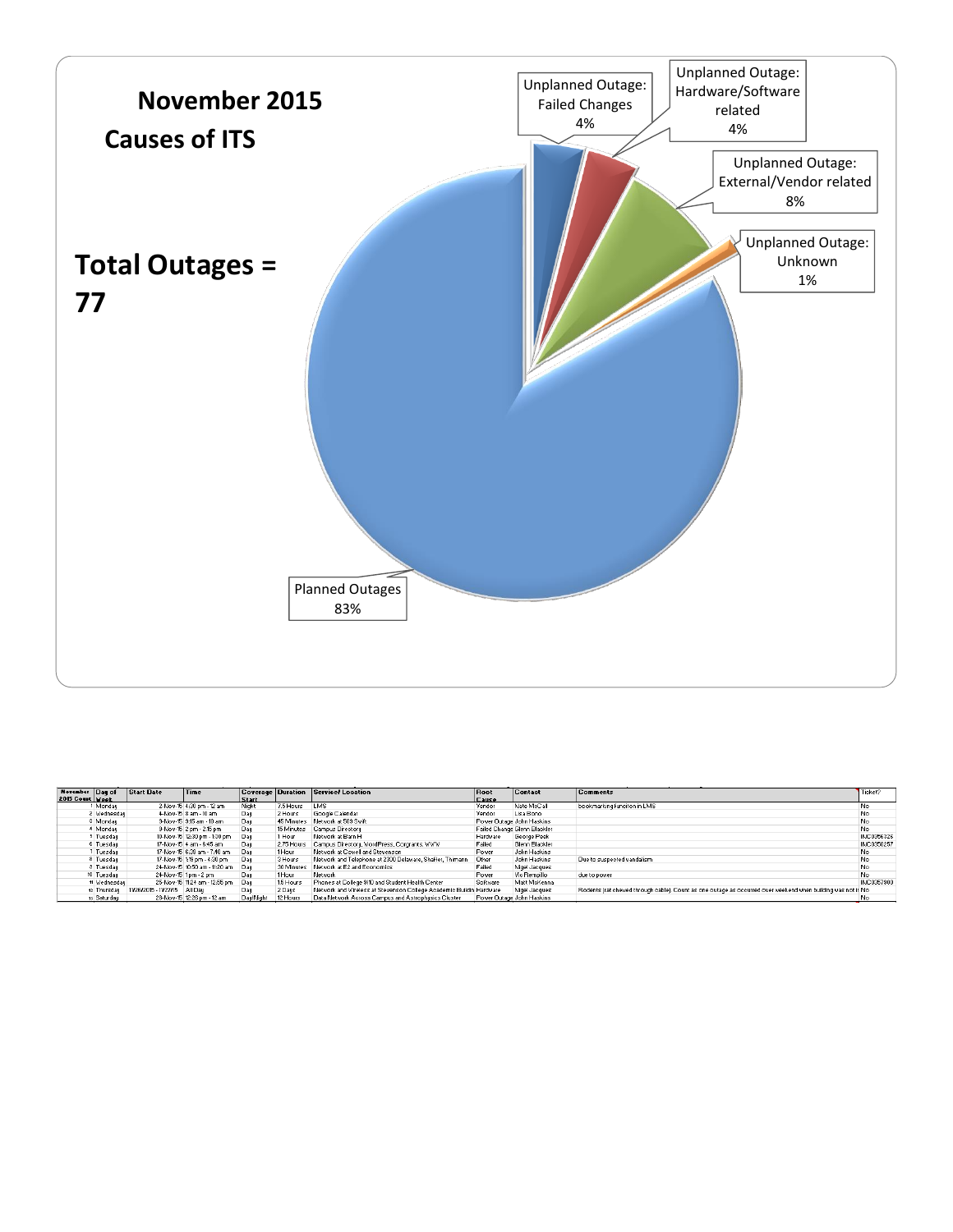November 2015

Causes of ITS

Total Outages = 77

Unplanned Outage: Failed Changes
4%

Unplanned Outage: Hardware/Software related
4%

Unplanned Outage: External/Vendor related
8%

Unplanned Outage: Unknown
1%

Planned Outages
83%

| November 2015 Count | Day of Week | Start Date | Time | Coverage Start | Duration | Service/ Location | Root Cause | Contact | Comments | Ticket? |
|---|---|---|---|---|---|---|---|---|---|---|
| 1 | Monday | 2-Nov-15 | 4:30 pm - 12 am | Night | 7.5 Hours | LMS | Vendor | Nate McCall | bookmarking function in LMS | No |
| 2 | Wednesday | 4-Nov-15 | 8 am - 10 am | Day | 2 Hours | Google Calendar | Vendor | Lisa Bono | | No |
| 3 | Monday | 9-Nov-15 | 9:15 am - 10 am | Day | 45 Minutes | Network at 509 Swift | Power Outage | John Haskins | | No |
| 4 | Monday | 9-Nov-15 | 2 pm - 2:15 pm | Day | 15 Minutes | Campus Directory | Failed Change | Glenn Blackler | | No |
| 5 | Tuesday | 10-Nov-15 | 12:30 pm - 1:30 pm | Day | 1 Hour | Network at Barn H | Hardware | George Peck | | INC0356326 |
| 6 | Tuesday | 17-Nov-15 | 4 am - 6:45 am | Day | 2.75 Hours | Campus Directory, WordPress, Corpgrants, WWW | Failed | Glenn Blackler | | INC0350257 |
| 7 | Tuesday | 17-Nov-15 | 6:38 am - 7:40 am | Day | 1 Hour | Network at Cowell and Stevenson | Power | John Haskins | | No |
| 8 | Tuesday | 17-Nov-15 | 1:19 pm - 4:30 pm | Day | 3 Hours | Network and Telephone at 2300 Delaware, Shaffer, Thimann | Other | John Haskins | Due to suspected vandalism | No |
| 9 | Tuesday | 24-Nov-15 | 10:50 am - 11:20 am | Day | 30 Minutes | Network at E2 and Economics | Failed | Nigel Jacques | | No |
| 10 | Tuesday | 24-Nov-15 | 1 pm - 2 pm | Day | 1 Hour | Network | Power | Vic Rempillo | due to power | No |
| 11 | Wednesday | 25-Nov-15 | 11:24 am - 12:55 pm | Day | 1.5 Hours | Phones at College 9/10 and Student Health Center | Software | Matt McKenna | | INC0357900 |
| 12 | Thursday | 11/26/2015 - 11/27/15 | All Day | Day | 2 Days | Network and Wireless at Stevenson College Academic Buildin | Hardware | Nigel Jacques | Rodents (rat chewed through cable). Count as one outage as occurred over weekend when building was not i | No |
| 13 | Saturday | 28-Nov-15 | 12:28 pm - 12 am | Day/Night | 12 Hours | Data Network Across Campus and Astrophysics Cluster | Power Outage | John Haskins | | No |